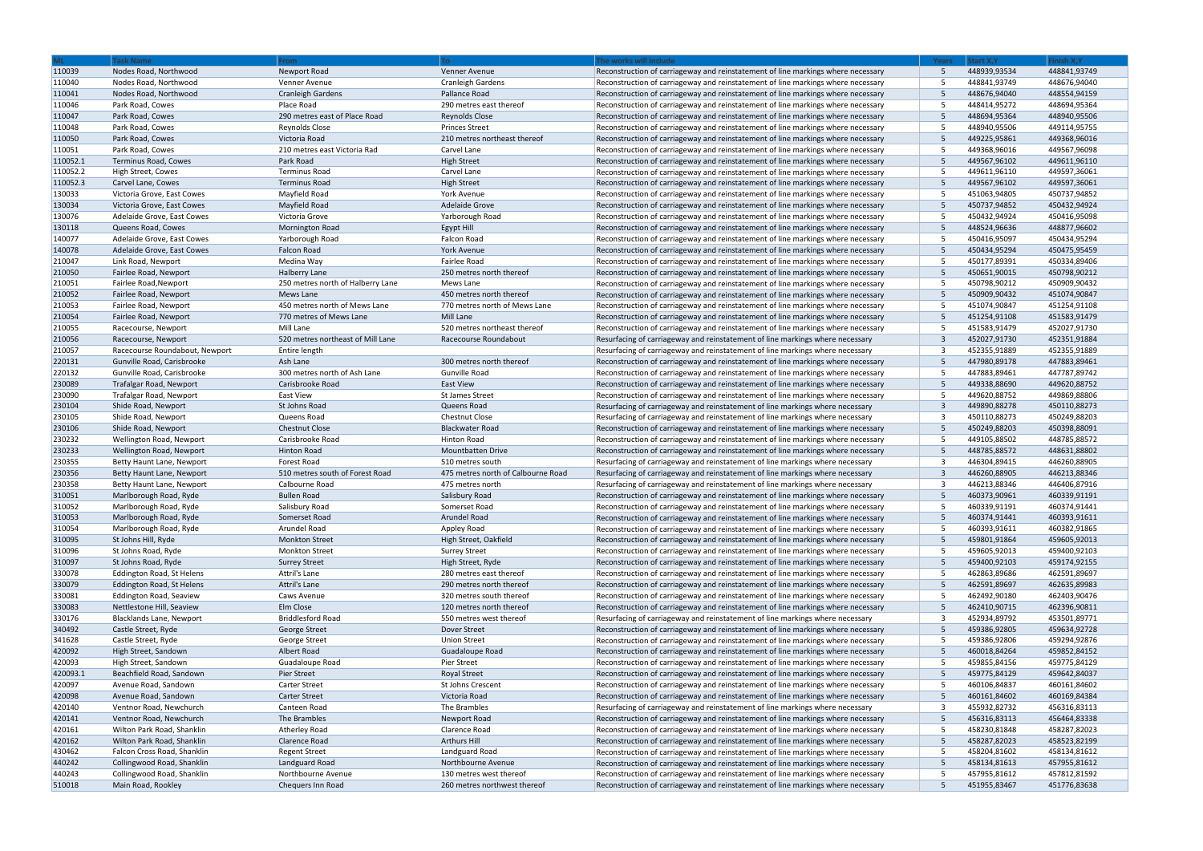| ML | Task Name | From | To | The works will include | Years | Start X,Y | Finish X,Y |
|---|---|---|---|---|---|---|---|
| 110039 | Nodes Road, Northwood | Newport Road | Venner Avenue | Reconstruction of carriageway and reinstatement of line markings where necessary | 5 | 448939,93534 | 448841,93749 |
| 110040 | Nodes Road, Northwood | Venner Avenue | Cranleigh Gardens | Reconstruction of carriageway and reinstatement of line markings where necessary | 5 | 448841,93749 | 448676,94040 |
| 110041 | Nodes Road, Northwood | Cranleigh Gardens | Pallance Road | Reconstruction of carriageway and reinstatement of line markings where necessary | 5 | 448676,94040 | 448554,94159 |
| 110046 | Park Road, Cowes | Place Road | 290 metres east thereof | Reconstruction of carriageway and reinstatement of line markings where necessary | 5 | 448414,95272 | 448694,95364 |
| 110047 | Park Road, Cowes | 290 metres east of Place Road | Reynolds Close | Reconstruction of carriageway and reinstatement of line markings where necessary | 5 | 448694,95364 | 448940,95506 |
| 110048 | Park Road, Cowes | Reynolds Close | Princes Street | Reconstruction of carriageway and reinstatement of line markings where necessary | 5 | 448940,95506 | 449114,95755 |
| 110050 | Park Road, Cowes | Victoria Road | 210 metres northeast thereof | Reconstruction of carriageway and reinstatement of line markings where necessary | 5 | 449225,95861 | 449368,96016 |
| 110051 | Park Road, Cowes | 210 metres east Victoria Rad | Carvel Lane | Reconstruction of carriageway and reinstatement of line markings where necessary | 5 | 449368,96016 | 449567,96098 |
| 110052.1 | Terminus Road, Cowes | Park Road | High Street | Reconstruction of carriageway and reinstatement of line markings where necessary | 5 | 449567,96102 | 449611,96110 |
| 110052.2 | High Street, Cowes | Terminus Road | Carvel Lane | Reconstruction of carriageway and reinstatement of line markings where necessary | 5 | 449611,96110 | 449597,36061 |
| 110052.3 | Carvel Lane, Cowes | Terminus Road | High Street | Reconstruction of carriageway and reinstatement of line markings where necessary | 5 | 449567,96102 | 449597,36061 |
| 130033 | Victoria Grove, East Cowes | Mayfield Road | York Avenue | Reconstruction of carriageway and reinstatement of line markings where necessary | 5 | 451063,94805 | 450737,94852 |
| 130034 | Victoria Grove, East Cowes | Mayfield Road | Adelaide Grove | Reconstruction of carriageway and reinstatement of line markings where necessary | 5 | 450737,94852 | 450432,94924 |
| 130076 | Adelaide Grove, East Cowes | Victoria Grove | Yarborough Road | Reconstruction of carriageway and reinstatement of line markings where necessary | 5 | 450432,94924 | 450416,95098 |
| 130118 | Queens Road, Cowes | Mornington Road | Egypt Hill | Reconstruction of carriageway and reinstatement of line markings where necessary | 5 | 448524,96636 | 448877,96602 |
| 140077 | Adelaide Grove, East Cowes | Yarborough Road | Falcon Road | Reconstruction of carriageway and reinstatement of line markings where necessary | 5 | 450416,95097 | 450434,95294 |
| 140078 | Adelaide Grove, East Cowes | Falcon Road | York Avenue | Reconstruction of carriageway and reinstatement of line markings where necessary | 5 | 450434,95294 | 450475,95459 |
| 210047 | Link Road, Newport | Medina Way | Fairlee Road | Reconstruction of carriageway and reinstatement of line markings where necessary | 5 | 450177,89391 | 450334,89406 |
| 210050 | Fairlee Road, Newport | Halberry Lane | 250 metres north thereof | Reconstruction of carriageway and reinstatement of line markings where necessary | 5 | 450651,90015 | 450798,90212 |
| 210051 | Fairlee Road,Newport | 250 metres north of Halberry Lane | Mews Lane | Reconstruction of carriageway and reinstatement of line markings where necessary | 5 | 450798,90212 | 450909,90432 |
| 210052 | Fairlee Road, Newport | Mews Lane | 450 metres north thereof | Reconstruction of carriageway and reinstatement of line markings where necessary | 5 | 450909,90432 | 451074,90847 |
| 210053 | Fairlee Road, Newport | 450 metres north of Mews Lane | 770 metres north of Mews Lane | Reconstruction of carriageway and reinstatement of line markings where necessary | 5 | 451074,90847 | 451254,91108 |
| 210054 | Fairlee Road, Newport | 770 metres of Mews Lane | Mill Lane | Reconstruction of carriageway and reinstatement of line markings where necessary | 5 | 451254,91108 | 451583,91479 |
| 210055 | Racecourse, Newport | Mill Lane | 520 metres northeast thereof | Reconstruction of carriageway and reinstatement of line markings where necessary | 5 | 451583,91479 | 452027,91730 |
| 210056 | Racecourse, Newport | 520 metres northeast of Mill Lane | Racecourse Roundabout | Resurfacing of carriageway and reinstatement of line markings where necessary | 3 | 452027,91730 | 452351,91884 |
| 210057 | Racecourse Roundabout, Newport | Entire length | | Resurfacing of carriageway and reinstatement of line markings where necessary | 3 | 452355,91889 | 452355,91889 |
| 220131 | Gunville Road, Carisbrooke | Ash Lane | 300 metres north thereof | Reconstruction of carriageway and reinstatement of line markings where necessary | 5 | 447980,89178 | 447883,89461 |
| 220132 | Gunville Road, Carisbrooke | 300 metres north of Ash Lane | Gunville Road | Reconstruction of carriageway and reinstatement of line markings where necessary | 5 | 447883,89461 | 447787,89742 |
| 230089 | Trafalgar Road, Newport | Carisbrooke Road | East View | Reconstruction of carriageway and reinstatement of line markings where necessary | 5 | 449338,88690 | 449620,88752 |
| 230090 | Trafalgar Road, Newport | East View | St James Street | Reconstruction of carriageway and reinstatement of line markings where necessary | 5 | 449620,88752 | 449869,88806 |
| 230104 | Shide Road, Newport | St Johns Road | Queens Road | Resurfacing of carriageway and reinstatement of line markings where necessary | 3 | 449890,88278 | 450110,88273 |
| 230105 | Shide Road, Newport | Queens Road | Chestnut Close | Resurfacing of carriageway and reinstatement of line markings where necessary | 3 | 450110,88273 | 450249,88203 |
| 230106 | Shide Road, Newport | Chestnut Close | Blackwater Road | Reconstruction of carriageway and reinstatement of line markings where necessary | 5 | 450249,88203 | 450398,88091 |
| 230232 | Wellington Road, Newport | Carisbrooke Road | Hinton Road | Reconstruction of carriageway and reinstatement of line markings where necessary | 5 | 449105,88502 | 448785,88572 |
| 230233 | Wellington Road, Newport | Hinton Road | Mountbatten Drive | Reconstruction of carriageway and reinstatement of line markings where necessary | 5 | 448785,88572 | 448631,88802 |
| 230355 | Betty Haunt Lane, Newport | Forest Road | 510 metres south | Resurfacing of carriageway and reinstatement of line markings where necessary | 3 | 446304,89415 | 446260,88905 |
| 230356 | Betty Haunt Lane, Newport | 510 metres south of Forest Road | 475 metres north of Calbourne Road | Resurfacing of carriageway and reinstatement of line markings where necessary | 3 | 446260,88905 | 446213,88346 |
| 230358 | Betty Haunt Lane, Newport | Calbourne Road | 475 metres north | Resurfacing of carriageway and reinstatement of line markings where necessary | 3 | 446213,88346 | 446406,87916 |
| 310051 | Marlborough Road, Ryde | Bullen Road | Salisbury Road | Reconstruction of carriageway and reinstatement of line markings where necessary | 5 | 460373,90961 | 460339,91191 |
| 310052 | Marlborough Road, Ryde | Salisbury Road | Somerset Road | Reconstruction of carriageway and reinstatement of line markings where necessary | 5 | 460339,91191 | 460374,91441 |
| 310053 | Marlborough Road, Ryde | Somerset Road | Arundel Road | Reconstruction of carriageway and reinstatement of line markings where necessary | 5 | 460374,91441 | 460393,91611 |
| 310054 | Marlborough Road, Ryde | Arundel Road | Appley Road | Reconstruction of carriageway and reinstatement of line markings where necessary | 5 | 460393,91611 | 460382,91865 |
| 310095 | St Johns Hill, Ryde | Monkton Street | High Street, Oakfield | Reconstruction of carriageway and reinstatement of line markings where necessary | 5 | 459801,91864 | 459605,92013 |
| 310096 | St Johns Road, Ryde | Monkton Street | Surrey Street | Reconstruction of carriageway and reinstatement of line markings where necessary | 5 | 459605,92013 | 459400,92103 |
| 310097 | St Johns Road, Ryde | Surrey Street | High Street, Ryde | Reconstruction of carriageway and reinstatement of line markings where necessary | 5 | 459400,92103 | 459174,92155 |
| 330078 | Eddington Road, St Helens | Attril's Lane | 280 metres east thereof | Reconstruction of carriageway and reinstatement of line markings where necessary | 5 | 462863,89686 | 462591,89697 |
| 330079 | Eddington Road, St Helens | Attril's Lane | 290 metres north thereof | Reconstruction of carriageway and reinstatement of line markings where necessary | 5 | 462591,89697 | 462635,89983 |
| 330081 | Eddington Road, Seaview | Caws Avenue | 320 metres south thereof | Reconstruction of carriageway and reinstatement of line markings where necessary | 5 | 462492,90180 | 462403,90476 |
| 330083 | Nettlestone Hill, Seaview | Elm Close | 120 metres north thereof | Reconstruction of carriageway and reinstatement of line markings where necessary | 5 | 462410,90715 | 462396,90811 |
| 330176 | Blacklands Lane, Newport | Briddlesford Road | 550 metres west thereof | Resurfacing of carriageway and reinstatement of line markings where necessary | 3 | 452934,89792 | 453501,89771 |
| 340492 | Castle Street, Ryde | George Street | Dover Street | Reconstruction of carriageway and reinstatement of line markings where necessary | 5 | 459386,92805 | 459634,92728 |
| 341628 | Castle Street, Ryde | George Street | Union Street | Reconstruction of carriageway and reinstatement of line markings where necessary | 5 | 459386,92806 | 459294,92876 |
| 420092 | High Street, Sandown | Albert Road | Guadaloupe Road | Reconstruction of carriageway and reinstatement of line markings where necessary | 5 | 460018,84264 | 459852,84152 |
| 420093 | High Street, Sandown | Guadaloupe Road | Pier Street | Reconstruction of carriageway and reinstatement of line markings where necessary | 5 | 459855,84156 | 459775,84129 |
| 420093.1 | Beachfield Road, Sandown | Pier Street | Royal Street | Reconstruction of carriageway and reinstatement of line markings where necessary | 5 | 459775,84129 | 459642,84037 |
| 420097 | Avenue Road, Sandown | Carter Street | St Johns Crescent | Reconstruction of carriageway and reinstatement of line markings where necessary | 5 | 460106,84837 | 460161,84602 |
| 420098 | Avenue Road, Sandown | Carter Street | Victoria Road | Reconstruction of carriageway and reinstatement of line markings where necessary | 5 | 460161,84602 | 460169,84384 |
| 420140 | Ventnor Road, Newchurch | Canteen Road | The Brambles | Resurfacing of carriageway and reinstatement of line markings where necessary | 3 | 455932,82732 | 456316,83113 |
| 420141 | Ventnor Road, Newchurch | The Brambles | Newport Road | Reconstruction of carriageway and reinstatement of line markings where necessary | 5 | 456316,83113 | 456464,83338 |
| 420161 | Wilton Park Road, Shanklin | Atherley Road | Clarence Road | Reconstruction of carriageway and reinstatement of line markings where necessary | 5 | 458230,81848 | 458287,82023 |
| 420162 | Wilton Park Road, Shanklin | Clarence Road | Arthurs Hill | Reconstruction of carriageway and reinstatement of line markings where necessary | 5 | 458287,82023 | 458523,82199 |
| 430462 | Falcon Cross Road, Shanklin | Regent Street | Landguard Road | Reconstruction of carriageway and reinstatement of line markings where necessary | 5 | 458204,81602 | 458134,81612 |
| 440242 | Collingwood Road, Shanklin | Landguard Road | Northbourne Avenue | Reconstruction of carriageway and reinstatement of line markings where necessary | 5 | 458134,81613 | 457955,81612 |
| 440243 | Collingwood Road, Shanklin | Northbourne Avenue | 130 metres west thereof | Reconstruction of carriageway and reinstatement of line markings where necessary | 5 | 457955,81612 | 457812,81592 |
| 510018 | Main Road, Rookley | Chequers Inn Road | 260 metres northwest thereof | Reconstruction of carriageway and reinstatement of line markings where necessary | 5 | 451955,83467 | 451776,83638 |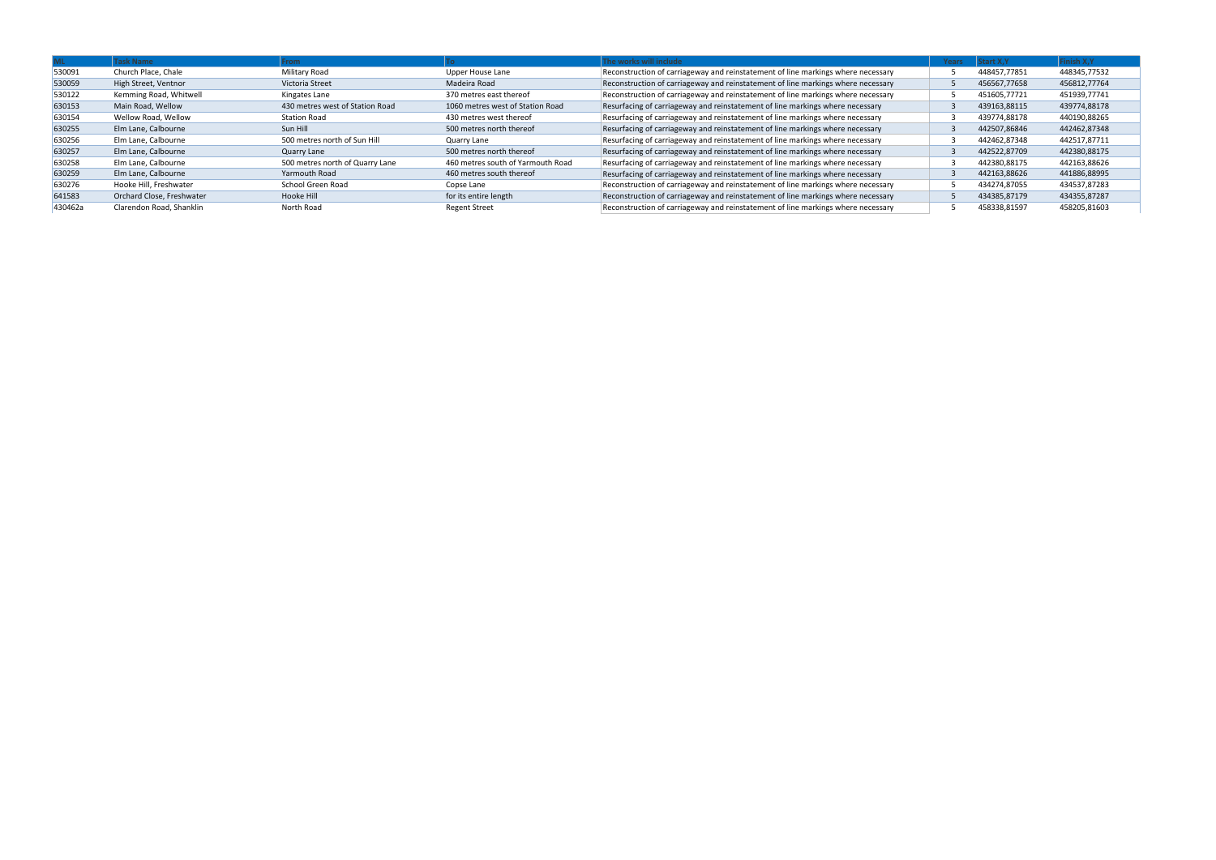| ML | Task Name | From | To | The works will include | Years | Start X,Y | Finish X,Y |
|---|---|---|---|---|---|---|---|
| 530091 | Church Place, Chale | Military Road | Upper House Lane | Reconstruction of carriageway and reinstatement of line markings where necessary | 5 | 448457,77851 | 448345,77532 |
| 530059 | High Street, Ventnor | Victoria Street | Madeira Road | Reconstruction of carriageway and reinstatement of line markings where necessary | 5 | 456567,77658 | 456812,77764 |
| 530122 | Kemming Road, Whitwell | Kingates Lane | 370 metres east thereof | Reconstruction of carriageway and reinstatement of line markings where necessary | 5 | 451605,77721 | 451939,77741 |
| 630153 | Main Road, Wellow | 430 metres west of Station Road | 1060 metres west of Station Road | Resurfacing of carriageway and reinstatement of line markings where necessary | 3 | 439163,88115 | 439774,88178 |
| 630154 | Wellow Road, Wellow | Station Road | 430 metres west thereof | Resurfacing of carriageway and reinstatement of line markings where necessary | 3 | 439774,88178 | 440190,88265 |
| 630255 | Elm Lane, Calbourne | Sun Hill | 500 metres north thereof | Resurfacing of carriageway and reinstatement of line markings where necessary | 3 | 442507,86846 | 442462,87348 |
| 630256 | Elm Lane, Calbourne | 500 metres north of Sun Hill | Quarry Lane | Resurfacing of carriageway and reinstatement of line markings where necessary | 3 | 442462,87348 | 442517,87711 |
| 630257 | Elm Lane, Calbourne | Quarry Lane | 500 metres north thereof | Resurfacing of carriageway and reinstatement of line markings where necessary | 3 | 442522,87709 | 442380,88175 |
| 630258 | Elm Lane, Calbourne | 500 metres north of Quarry Lane | 460 metres south of Yarmouth Road | Resurfacing of carriageway and reinstatement of line markings where necessary | 3 | 442380,88175 | 442163,88626 |
| 630259 | Elm Lane, Calbourne | Yarmouth Road | 460 metres south thereof | Resurfacing of carriageway and reinstatement of line markings where necessary | 3 | 442163,88626 | 441886,88995 |
| 630276 | Hooke Hill, Freshwater | School Green Road | Copse Lane | Reconstruction of carriageway and reinstatement of line markings where necessary | 5 | 434274,87055 | 434537,87283 |
| 641583 | Orchard Close, Freshwater | Hooke Hill | for its entire length | Reconstruction of carriageway and reinstatement of line markings where necessary | 5 | 434385,87179 | 434355,87287 |
| 430462a | Clarendon Road, Shanklin | North Road | Regent Street | Reconstruction of carriageway and reinstatement of line markings where necessary | 5 | 458338,81597 | 458205,81603 |